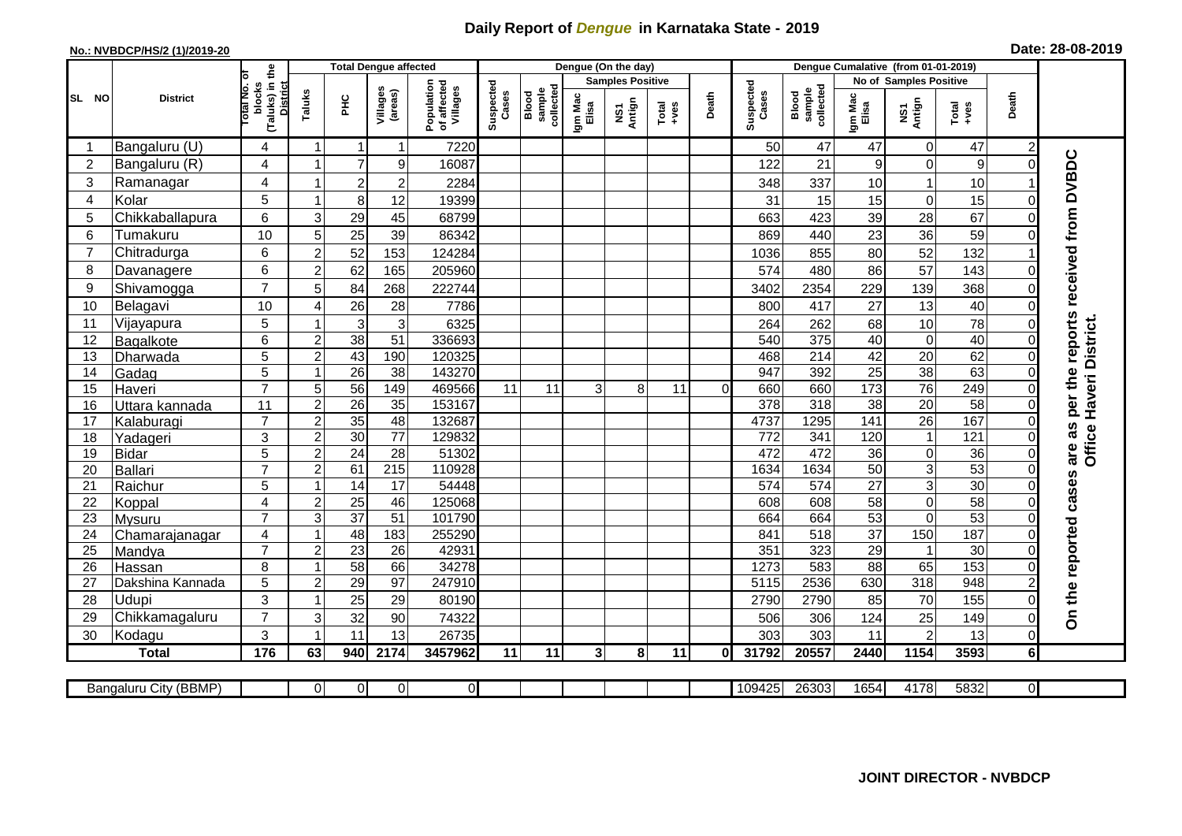# Daily Report of *Dengue* in Karnataka State - 2019

**No.: NVBDCP/HS/2 (1)/2019-20** **Date: 28-08-2019**

| SL NO | District | Total No. of blocks (Taluks) in the District | Total Dengue affected | | | | Dengue (On the day) | | | | | | Dengue Cumalative (from 01-01-2019) | | | | | | |
|---|---|---|---|---|---|---|---|---|---|---|---|---|---|---|---|---|---|---|---|
| | | | Taluks | PHC | Villages (areas) | Population of affected Villages | Suspected Cases | Blood sample collected | Samples Positive | | | Death | Suspected Cases | Blood sample collected | No of Samples Positive | | | Death | |
| | | | | | | | | | Igm Mac Elisa | NS1 Antign | Total +ves | | | | Igm Mac Elisa | NS1 Antign | Total +ves | | |
| 1 | Bangaluru (U) | 4 | 1 | 1 | 1 | 7220 | | | | | | | 50 | 47 | 47 | 0 | 47 | 2 | On the reported cases are as per the reports received from DVBDC Office Haveri District. |
| 2 | Bangaluru (R) | 4 | 1 | 7 | 9 | 16087 | | | | | | | 122 | 21 | 9 | 0 | 9 | 0 | |
| 3 | Ramanagar | 4 | 1 | 2 | 2 | 2284 | | | | | | | 348 | 337 | 10 | 1 | 10 | 1 | |
| 4 | Kolar | 5 | 1 | 8 | 12 | 19399 | | | | | | | 31 | 15 | 15 | 0 | 15 | 0 | |
| 5 | Chikkaballapura | 6 | 3 | 29 | 45 | 68799 | | | | | | | 663 | 423 | 39 | 28 | 67 | 0 | |
| 6 | Tumakuru | 10 | 5 | 25 | 39 | 86342 | | | | | | | 869 | 440 | 23 | 36 | 59 | 0 | |
| 7 | Chitradurga | 6 | 2 | 52 | 153 | 124284 | | | | | | | 1036 | 855 | 80 | 52 | 132 | 1 | |
| 8 | Davanagere | 6 | 2 | 62 | 165 | 205960 | | | | | | | 574 | 480 | 86 | 57 | 143 | 0 | |
| 9 | Shivamogga | 7 | 5 | 84 | 268 | 222744 | | | | | | | 3402 | 2354 | 229 | 139 | 368 | 0 | |
| 10 | Belagavi | 10 | 4 | 26 | 28 | 7786 | | | | | | | 800 | 417 | 27 | 13 | 40 | 0 | |
| 11 | Vijayapura | 5 | 1 | 3 | 3 | 6325 | | | | | | | 264 | 262 | 68 | 10 | 78 | 0 | |
| 12 | Bagalkote | 6 | 2 | 38 | 51 | 336693 | | | | | | | 540 | 375 | 40 | 0 | 40 | 0 | |
| 13 | Dharwada | 5 | 2 | 43 | 190 | 120325 | | | | | | | 468 | 214 | 42 | 20 | 62 | 0 | |
| 14 | Gadag | 5 | 1 | 26 | 38 | 143270 | | | | | | | 947 | 392 | 25 | 38 | 63 | 0 | |
| 15 | Haveri | 7 | 5 | 56 | 149 | 469566 | 11 | 11 | 3 | 8 | 11 | 0 | 660 | 660 | 173 | 76 | 249 | 0 | |
| 16 | Uttara kannada | 11 | 2 | 26 | 35 | 153167 | | | | | | | 378 | 318 | 38 | 20 | 58 | 0 | |
| 17 | Kalaburagi | 7 | 2 | 35 | 48 | 132687 | | | | | | | 4737 | 1295 | 141 | 26 | 167 | 0 | |
| 18 | Yadageri | 3 | 2 | 30 | 77 | 129832 | | | | | | | 772 | 341 | 120 | 1 | 121 | 0 | |
| 19 | Bidar | 5 | 2 | 24 | 28 | 51302 | | | | | | | 472 | 472 | 36 | 0 | 36 | 0 | |
| 20 | Ballari | 7 | 2 | 61 | 215 | 110928 | | | | | | | 1634 | 1634 | 50 | 3 | 53 | 0 | |
| 21 | Raichur | 5 | 1 | 14 | 17 | 54448 | | | | | | | 574 | 574 | 27 | 3 | 30 | 0 | |
| 22 | Koppal | 4 | 2 | 25 | 46 | 125068 | | | | | | | 608 | 608 | 58 | 0 | 58 | 0 | |
| 23 | Mysuru | 7 | 3 | 37 | 51 | 101790 | | | | | | | 664 | 664 | 53 | 0 | 53 | 0 | |
| 24 | Chamarajanagar | 4 | 1 | 48 | 183 | 255290 | | | | | | | 841 | 518 | 37 | 150 | 187 | 0 | |
| 25 | Mandya | 7 | 2 | 23 | 26 | 42931 | | | | | | | 351 | 323 | 29 | 1 | 30 | 0 | |
| 26 | Hassan | 8 | 1 | 58 | 66 | 34278 | | | | | | | 1273 | 583 | 88 | 65 | 153 | 0 | |
| 27 | Dakshina Kannada | 5 | 2 | 29 | 97 | 247910 | | | | | | | 5115 | 2536 | 630 | 318 | 948 | 2 | |
| 28 | Udupi | 3 | 1 | 25 | 29 | 80190 | | | | | | | 2790 | 2790 | 85 | 70 | 155 | 0 | |
| 29 | Chikkamagaluru | 7 | 3 | 32 | 90 | 74322 | | | | | | | 506 | 306 | 124 | 25 | 149 | 0 | |
| 30 | Kodagu | 3 | 1 | 11 | 13 | 26735 | | | | | | | 303 | 303 | 11 | 2 | 13 | 0 | |
| | **Total** | **176** | **63** | **940** | **2174** | **3457962** | **11** | **11** | **3** | **8** | **11** | **0** | **31792** | **20557** | **2440** | **1154** | **3593** | **6** | |

| Bangaluru City (BBMP) | | 0 | 0 | 0 | 0 | | | | | | | 109425 | 26303 | 1654 | 4178 | 5832 | 0 | |
|---|---|---|---|---|---|---|---|---|---|---|---|---|---|---|---|---|---|---|

**JOINT DIRECTOR - NVBDCP**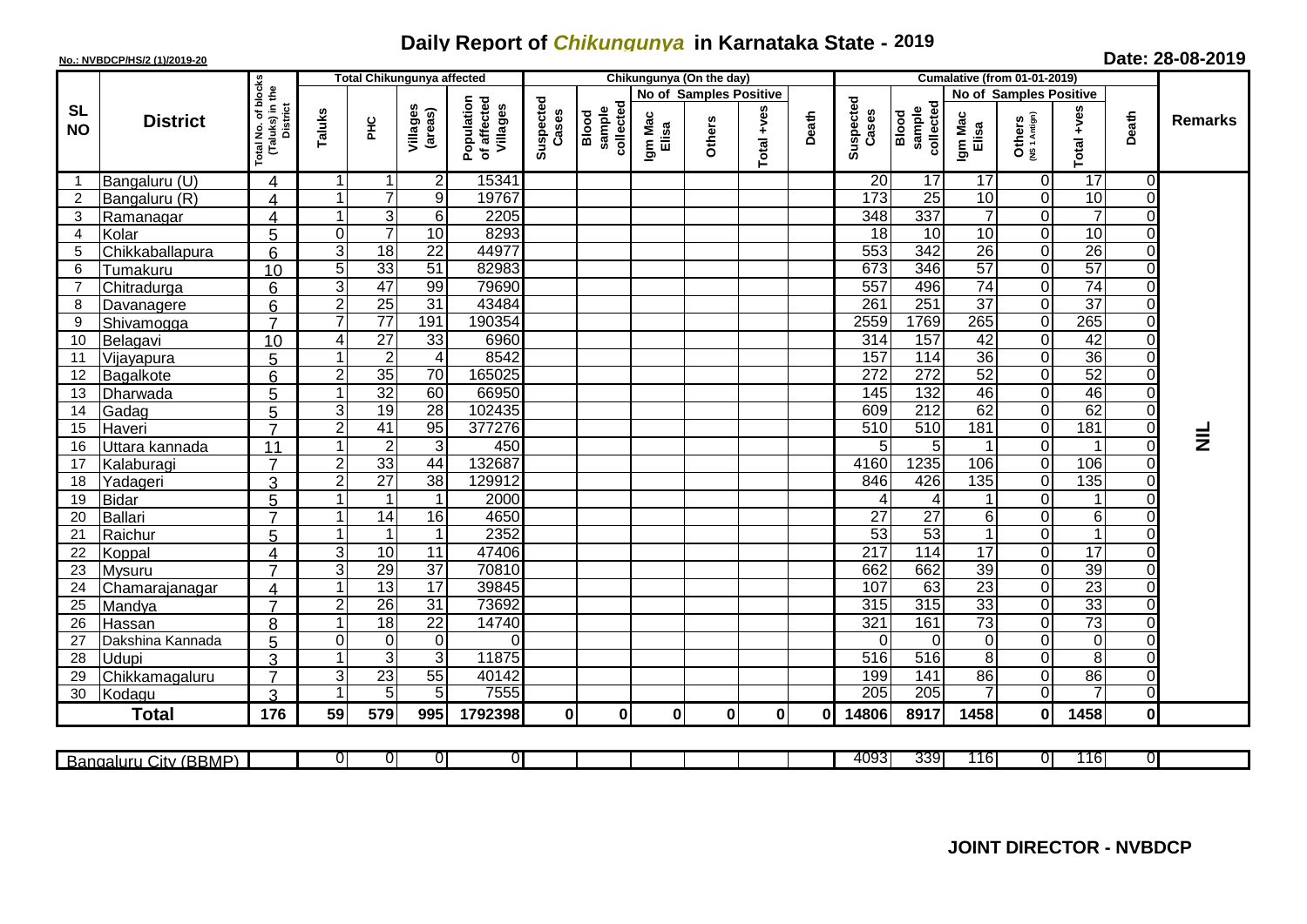# Daily Report of *Chikungunya* in Karnataka State - 2019

**No.: NVBDCP/HS/2 (1)/2019-20**

**Date: 28-08-2019**

| SL NO | District | Total No. of blocks (Taluks) in the District | Total Chikungunya affected | | | | Chikungunya (On the day) | | | | | | | Cumalative (from 01-01-2019) | | | | | | | Remarks |
|---|---|---|---|---|---|---|---|---|---|---|---|---|---|---|---|---|---|---|---|---|---|
| | | | | | | | | | No of Samples Positive | | | | | | | No of Samples Positive | | | | | |
| | | | Taluks | PHC | Villages (areas) | Population of affected Villages | Suspected Cases | Blood sample collected | Igm Mac Elisa | Others | Total +ves | Death | Suspected Cases | Blood sample collected | Igm Mac Elisa | Others (NS 1 Antign) | Total +ves | Death | |
| 1 | Bangaluru (U) | 4 | 1 | 1 | 2 | 15341 | | | | | | | 20 | 17 | 17 | 0 | 17 | 0 | NIL |
| 2 | Bangaluru (R) | 4 | 1 | 7 | 9 | 19767 | | | | | | | 173 | 25 | 10 | 0 | 10 | 0 | |
| 3 | Ramanagar | 4 | 1 | 3 | 6 | 2205 | | | | | | | 348 | 337 | 7 | 0 | 7 | 0 | |
| 4 | Kolar | 5 | 0 | 7 | 10 | 8293 | | | | | | | 18 | 10 | 10 | 0 | 10 | 0 | |
| 5 | Chikkaballapura | 6 | 3 | 18 | 22 | 44977 | | | | | | | 553 | 342 | 26 | 0 | 26 | 0 | |
| 6 | Tumakuru | 10 | 5 | 33 | 51 | 82983 | | | | | | | 673 | 346 | 57 | 0 | 57 | 0 | |
| 7 | Chitradurga | 6 | 3 | 47 | 99 | 79690 | | | | | | | 557 | 496 | 74 | 0 | 74 | 0 | |
| 8 | Davanagere | 6 | 2 | 25 | 31 | 43484 | | | | | | | 261 | 251 | 37 | 0 | 37 | 0 | |
| 9 | Shivamogga | 7 | 7 | 77 | 191 | 190354 | | | | | | | 2559 | 1769 | 265 | 0 | 265 | 0 | |
| 10 | Belagavi | 10 | 4 | 27 | 33 | 6960 | | | | | | | 314 | 157 | 42 | 0 | 42 | 0 | |
| 11 | Vijayapura | 5 | 1 | 2 | 4 | 8542 | | | | | | | 157 | 114 | 36 | 0 | 36 | 0 | |
| 12 | Bagalkote | 6 | 2 | 35 | 70 | 165025 | | | | | | | 272 | 272 | 52 | 0 | 52 | 0 | |
| 13 | Dharwada | 5 | 1 | 32 | 60 | 66950 | | | | | | | 145 | 132 | 46 | 0 | 46 | 0 | |
| 14 | Gadag | 5 | 3 | 19 | 28 | 102435 | | | | | | | 609 | 212 | 62 | 0 | 62 | 0 | |
| 15 | Haveri | 7 | 2 | 41 | 95 | 377276 | | | | | | | 510 | 510 | 181 | 0 | 181 | 0 | |
| 16 | Uttara kannada | 11 | 1 | 2 | 3 | 450 | | | | | | | 5 | 5 | 1 | 0 | 1 | 0 | |
| 17 | Kalaburagi | 7 | 2 | 33 | 44 | 132687 | | | | | | | 4160 | 1235 | 106 | 0 | 106 | 0 | |
| 18 | Yadageri | 3 | 2 | 27 | 38 | 129912 | | | | | | | 846 | 426 | 135 | 0 | 135 | 0 | |
| 19 | Bidar | 5 | 1 | 1 | 1 | 2000 | | | | | | | 4 | 4 | 1 | 0 | 1 | 0 | |
| 20 | Ballari | 7 | 1 | 14 | 16 | 4650 | | | | | | | 27 | 27 | 6 | 0 | 6 | 0 | |
| 21 | Raichur | 5 | 1 | 1 | 1 | 2352 | | | | | | | 53 | 53 | 1 | 0 | 1 | 0 | |
| 22 | Koppal | 4 | 3 | 10 | 11 | 47406 | | | | | | | 217 | 114 | 17 | 0 | 17 | 0 | |
| 23 | Mysuru | 7 | 3 | 29 | 37 | 70810 | | | | | | | 662 | 662 | 39 | 0 | 39 | 0 | |
| 24 | Chamarajanagar | 4 | 1 | 13 | 17 | 39845 | | | | | | | 107 | 63 | 23 | 0 | 23 | 0 | |
| 25 | Mandya | 7 | 2 | 26 | 31 | 73692 | | | | | | | 315 | 315 | 33 | 0 | 33 | 0 | |
| 26 | Hassan | 8 | 1 | 18 | 22 | 14740 | | | | | | | 321 | 161 | 73 | 0 | 73 | 0 | |
| 27 | Dakshina Kannada | 5 | 0 | 0 | 0 | 0 | | | | | | | 0 | 0 | 0 | 0 | 0 | 0 | |
| 28 | Udupi | 3 | 1 | 3 | 3 | 11875 | | | | | | | 516 | 516 | 8 | 0 | 8 | 0 | |
| 29 | Chikkamagaluru | 7 | 3 | 23 | 55 | 40142 | | | | | | | 199 | 141 | 86 | 0 | 86 | 0 | |
| 30 | Kodagu | 3 | 1 | 5 | 5 | 7555 | | | | | | | 205 | 205 | 7 | 0 | 7 | 0 | |
| **Total** | | **176** | **59** | **579** | **995** | **1792398** | **0** | **0** | **0** | **0** | **0** | **0** | **14806** | **8917** | **1458** | **0** | **1458** | **0** | |

| | | | | | | | | | | | | | | | | | | |
|---|---|---|---|---|---|---|---|---|---|---|---|---|---|---|---|---|---|---|
| Bangaluru City (BBMP) | | 0 | 0 | 0 | 0 | | | | | | | 4093 | 339 | 116 | 0 | 116 | 0 | |

**JOINT DIRECTOR - NVBDCP**